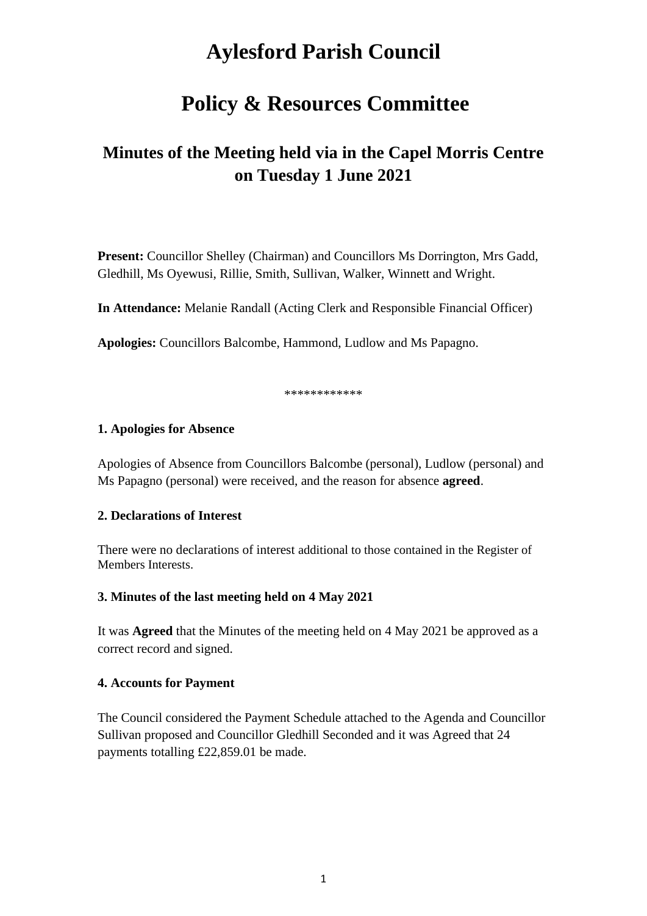# Aylesford Parish Council

# Policy & Resources Committee

## Minutes of the Meeting held via in the Capel Morris Centre on Tuesday 1 June 2021

**Present:** Councillor Shelley (Chairman) and Councillors Ms Dorrington, Mrs Gadd, Gledhill, Ms Oyewusi, Rillie, Smith, Sullivan, Walker, Winnett and Wright.

**In Attendance:** Melanie Randall (Acting Clerk and Responsible Financial Officer)

**Apologies:** Councillors Balcombe, Hammond, Ludlow and Ms Papagno.

************

**1. Apologies for Absence**

Apologies of Absence from Councillors Balcombe (personal), Ludlow (personal) and Ms Papagno (personal) were received, and the reason for absence **agreed**.

**2. Declarations of Interest**

There were no declarations of interest additional to those contained in the Register of Members Interests.

**3. Minutes of the last meeting held on 4 May 2021**

It was **Agreed** that the Minutes of the meeting held on 4 May 2021 be approved as a correct record and signed.

**4. Accounts for Payment**

The Council considered the Payment Schedule attached to the Agenda and Councillor Sullivan proposed and Councillor Gledhill Seconded and it was Agreed that 24 payments totalling £22,859.01 be made.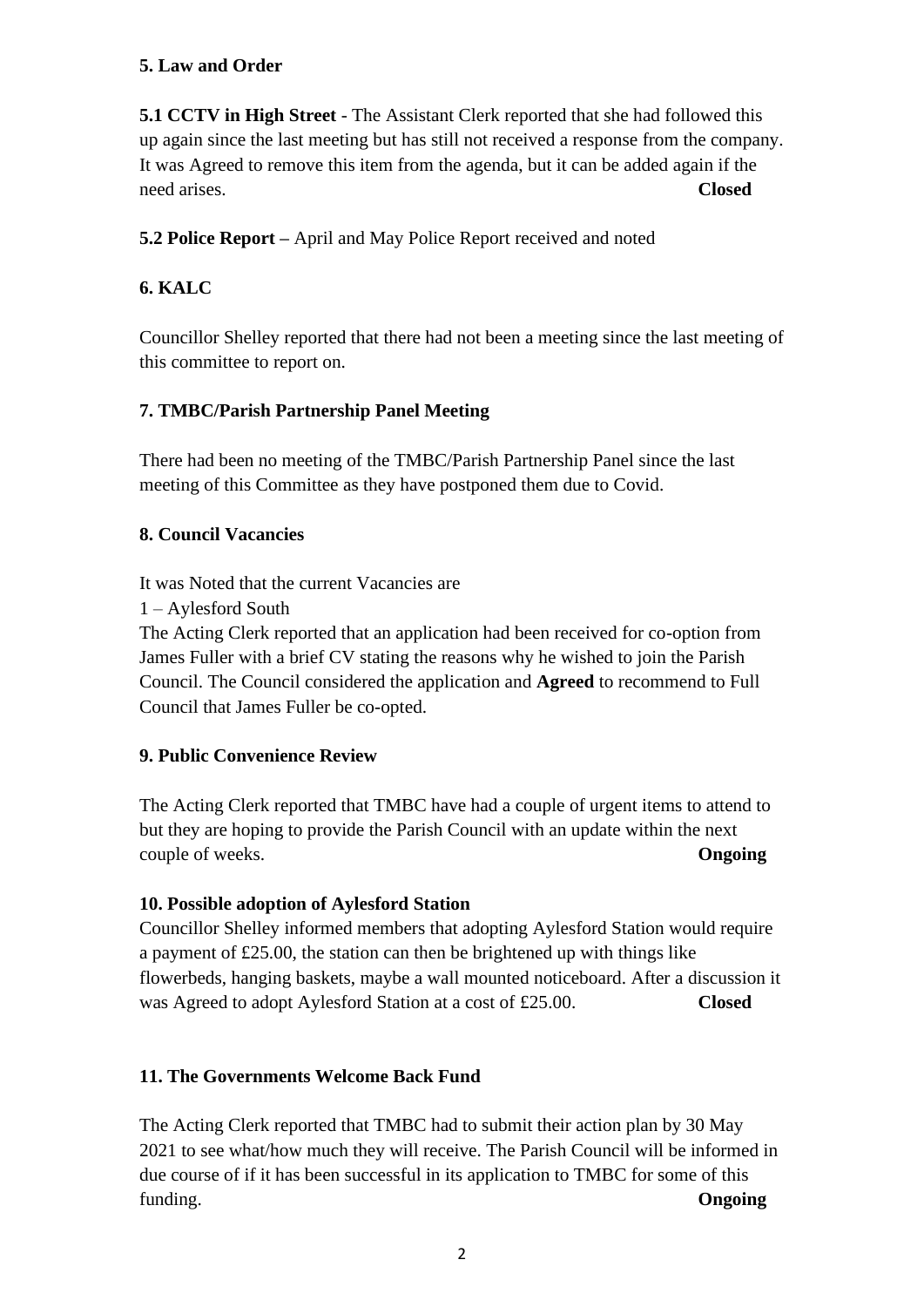**5. Law and Order**

**5.1 CCTV in High Street** - The Assistant Clerk reported that she had followed this up again since the last meeting but has still not received a response from the company. It was Agreed to remove this item from the agenda, but it can be added again if the need arises. **Closed**

**5.2 Police Report –** April and May Police Report received and noted

**6. KALC**

Councillor Shelley reported that there had not been a meeting since the last meeting of this committee to report on.

**7. TMBC/Parish Partnership Panel Meeting**

There had been no meeting of the TMBC/Parish Partnership Panel since the last meeting of this Committee as they have postponed them due to Covid.

**8. Council Vacancies**

It was Noted that the current Vacancies are
1 – Aylesford South
The Acting Clerk reported that an application had been received for co-option from James Fuller with a brief CV stating the reasons why he wished to join the Parish Council. The Council considered the application and **Agreed** to recommend to Full Council that James Fuller be co-opted.

**9. Public Convenience Review**

The Acting Clerk reported that TMBC have had a couple of urgent items to attend to but they are hoping to provide the Parish Council with an update within the next couple of weeks. **Ongoing**

**10. Possible adoption of Aylesford Station**

Councillor Shelley informed members that adopting Aylesford Station would require a payment of £25.00, the station can then be brightened up with things like flowerbeds, hanging baskets, maybe a wall mounted noticeboard. After a discussion it was Agreed to adopt Aylesford Station at a cost of £25.00. **Closed**

**11. The Governments Welcome Back Fund**

The Acting Clerk reported that TMBC had to submit their action plan by 30 May 2021 to see what/how much they will receive. The Parish Council will be informed in due course of if it has been successful in its application to TMBC for some of this funding. **Ongoing**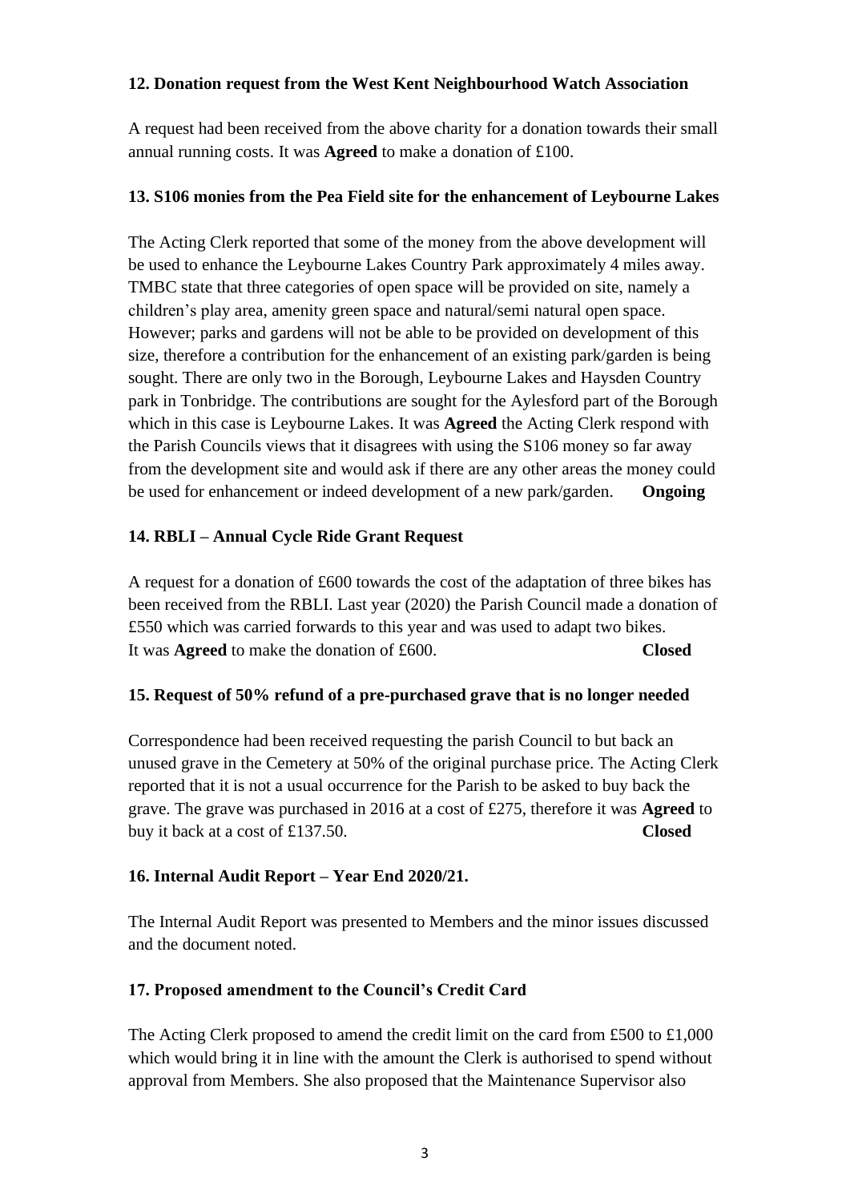**12. Donation request from the West Kent Neighbourhood Watch Association**

A request had been received from the above charity for a donation towards their small annual running costs. It was **Agreed** to make a donation of £100.

**13. S106 monies from the Pea Field site for the enhancement of Leybourne Lakes**

The Acting Clerk reported that some of the money from the above development will be used to enhance the Leybourne Lakes Country Park approximately 4 miles away. TMBC state that three categories of open space will be provided on site, namely a children's play area, amenity green space and natural/semi natural open space. However; parks and gardens will not be able to be provided on development of this size, therefore a contribution for the enhancement of an existing park/garden is being sought. There are only two in the Borough, Leybourne Lakes and Haysden Country park in Tonbridge. The contributions are sought for the Aylesford part of the Borough which in this case is Leybourne Lakes. It was **Agreed** the Acting Clerk respond with the Parish Councils views that it disagrees with using the S106 money so far away from the development site and would ask if there are any other areas the money could be used for enhancement or indeed development of a new park/garden. **Ongoing**

**14. RBLI – Annual Cycle Ride Grant Request**

A request for a donation of £600 towards the cost of the adaptation of three bikes has been received from the RBLI. Last year (2020) the Parish Council made a donation of £550 which was carried forwards to this year and was used to adapt two bikes. It was **Agreed** to make the donation of £600. **Closed**

**15. Request of 50% refund of a pre-purchased grave that is no longer needed**

Correspondence had been received requesting the parish Council to but back an unused grave in the Cemetery at 50% of the original purchase price. The Acting Clerk reported that it is not a usual occurrence for the Parish to be asked to buy back the grave. The grave was purchased in 2016 at a cost of £275, therefore it was **Agreed** to buy it back at a cost of £137.50. **Closed**

**16. Internal Audit Report – Year End 2020/21.**

The Internal Audit Report was presented to Members and the minor issues discussed and the document noted.

**17. Proposed amendment to the Council's Credit Card**

The Acting Clerk proposed to amend the credit limit on the card from £500 to £1,000 which would bring it in line with the amount the Clerk is authorised to spend without approval from Members. She also proposed that the Maintenance Supervisor also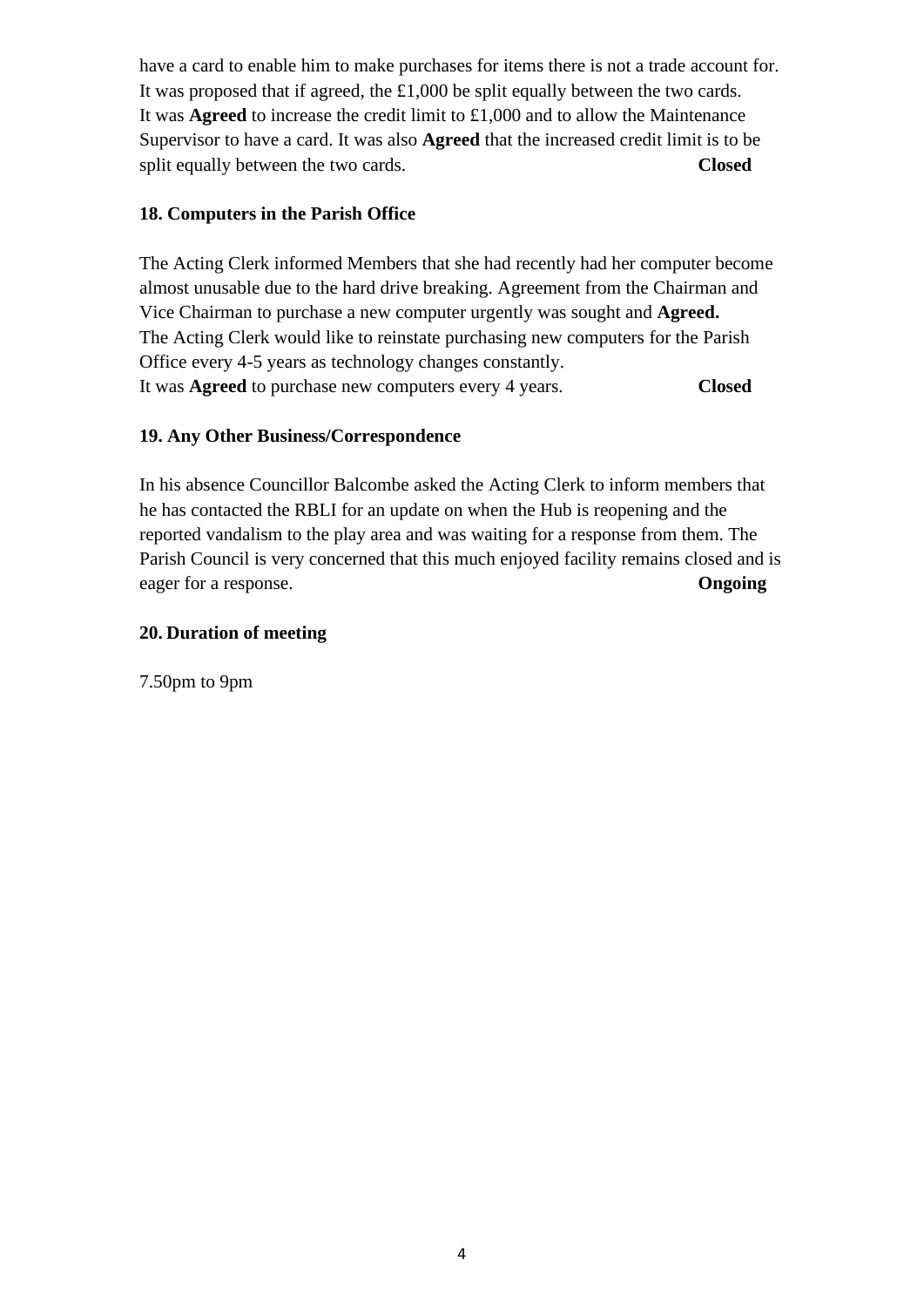have a card to enable him to make purchases for items there is not a trade account for. It was proposed that if agreed, the £1,000 be split equally between the two cards. It was **Agreed** to increase the credit limit to £1,000 and to allow the Maintenance Supervisor to have a card. It was also **Agreed** that the increased credit limit is to be split equally between the two cards. **Closed**

**18. Computers in the Parish Office**

The Acting Clerk informed Members that she had recently had her computer become almost unusable due to the hard drive breaking. Agreement from the Chairman and Vice Chairman to purchase a new computer urgently was sought and **Agreed.** The Acting Clerk would like to reinstate purchasing new computers for the Parish Office every 4-5 years as technology changes constantly.
It was **Agreed** to purchase new computers every 4 years. **Closed**

**19. Any Other Business/Correspondence**

In his absence Councillor Balcombe asked the Acting Clerk to inform members that he has contacted the RBLI for an update on when the Hub is reopening and the reported vandalism to the play area and was waiting for a response from them. The Parish Council is very concerned that this much enjoyed facility remains closed and is eager for a response. **Ongoing**

**20. Duration of meeting**

7.50pm to 9pm